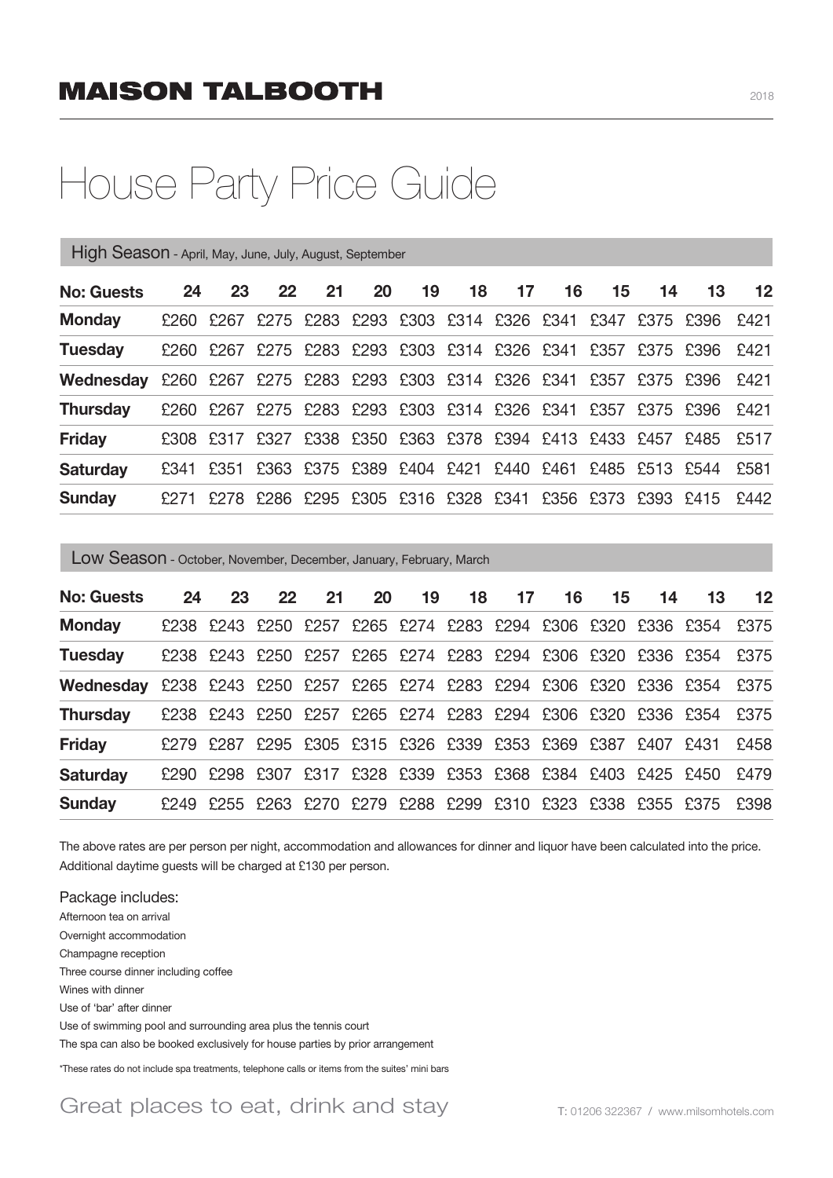# MAISON TALBOOTH

2018

## House Party Price Guide

### High Season - April, May, June, July, August, September

| No: Guests | 24 | 23 | 22 | 21 | 20 | 19 | 18 | 17 | 16 | 15 | 14 | 13 | 12 |
|---|---|---|---|---|---|---|---|---|---|---|---|---|---|
| **Monday** | £260 | £267 | £275 | £283 | £293 | £303 | £314 | £326 | £341 | £347 | £375 | £396 | £421 |
| **Tuesday** | £260 | £267 | £275 | £283 | £293 | £303 | £314 | £326 | £341 | £357 | £375 | £396 | £421 |
| **Wednesday** | £260 | £267 | £275 | £283 | £293 | £303 | £314 | £326 | £341 | £357 | £375 | £396 | £421 |
| **Thursday** | £260 | £267 | £275 | £283 | £293 | £303 | £314 | £326 | £341 | £357 | £375 | £396 | £421 |
| **Friday** | £308 | £317 | £327 | £338 | £350 | £363 | £378 | £394 | £413 | £433 | £457 | £485 | £517 |
| **Saturday** | £341 | £351 | £363 | £375 | £389 | £404 | £421 | £440 | £461 | £485 | £513 | £544 | £581 |
| **Sunday** | £271 | £278 | £286 | £295 | £305 | £316 | £328 | £341 | £356 | £373 | £393 | £415 | £442 |

### Low Season - October, November, December, January, February, March

| No: Guests | 24 | 23 | 22 | 21 | 20 | 19 | 18 | 17 | 16 | 15 | 14 | 13 | 12 |
|---|---|---|---|---|---|---|---|---|---|---|---|---|---|
| **Monday** | £238 | £243 | £250 | £257 | £265 | £274 | £283 | £294 | £306 | £320 | £336 | £354 | £375 |
| **Tuesday** | £238 | £243 | £250 | £257 | £265 | £274 | £283 | £294 | £306 | £320 | £336 | £354 | £375 |
| **Wednesday** | £238 | £243 | £250 | £257 | £265 | £274 | £283 | £294 | £306 | £320 | £336 | £354 | £375 |
| **Thursday** | £238 | £243 | £250 | £257 | £265 | £274 | £283 | £294 | £306 | £320 | £336 | £354 | £375 |
| **Friday** | £279 | £287 | £295 | £305 | £315 | £326 | £339 | £353 | £369 | £387 | £407 | £431 | £458 |
| **Saturday** | £290 | £298 | £307 | £317 | £328 | £339 | £353 | £368 | £384 | £403 | £425 | £450 | £479 |
| **Sunday** | £249 | £255 | £263 | £270 | £279 | £288 | £299 | £310 | £323 | £338 | £355 | £375 | £398 |

The above rates are per person per night, accommodation and allowances for dinner and liquor have been calculated into the price. Additional daytime guests will be charged at £130 per person.

Package includes:

- Afternoon tea on arrival
- Overnight accommodation
- Champagne reception
- Three course dinner including coffee
- Wines with dinner
- Use of 'bar' after dinner
- Use of swimming pool and surrounding area plus the tennis court
- The spa can also be booked exclusively for house parties by prior arrangement

*These rates do not include spa treatments, telephone calls or items from the suites' mini bars

Great places to eat, drink and stay

T: 01206 322367 / www.milsomhotels.com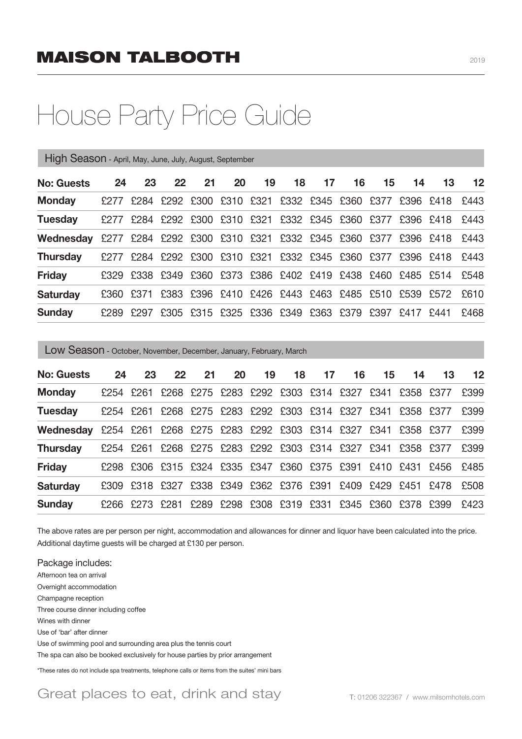# MAISON TALBOOTH

2019

## House Party Price Guide

### High Season - April, May, June, July, August, September

| No: Guests | 24 | 23 | 22 | 21 | 20 | 19 | 18 | 17 | 16 | 15 | 14 | 13 | 12 |
|---|---|---|---|---|---|---|---|---|---|---|---|---|---|
| **Monday** | £277 | £284 | £292 | £300 | £310 | £321 | £332 | £345 | £360 | £377 | £396 | £418 | £443 |
| **Tuesday** | £277 | £284 | £292 | £300 | £310 | £321 | £332 | £345 | £360 | £377 | £396 | £418 | £443 |
| **Wednesday** | £277 | £284 | £292 | £300 | £310 | £321 | £332 | £345 | £360 | £377 | £396 | £418 | £443 |
| **Thursday** | £277 | £284 | £292 | £300 | £310 | £321 | £332 | £345 | £360 | £377 | £396 | £418 | £443 |
| **Friday** | £329 | £338 | £349 | £360 | £373 | £386 | £402 | £419 | £438 | £460 | £485 | £514 | £548 |
| **Saturday** | £360 | £371 | £383 | £396 | £410 | £426 | £443 | £463 | £485 | £510 | £539 | £572 | £610 |
| **Sunday** | £289 | £297 | £305 | £315 | £325 | £336 | £349 | £363 | £379 | £397 | £417 | £441 | £468 |

### Low Season - October, November, December, January, February, March

| No: Guests | 24 | 23 | 22 | 21 | 20 | 19 | 18 | 17 | 16 | 15 | 14 | 13 | 12 |
|---|---|---|---|---|---|---|---|---|---|---|---|---|---|
| **Monday** | £254 | £261 | £268 | £275 | £283 | £292 | £303 | £314 | £327 | £341 | £358 | £377 | £399 |
| **Tuesday** | £254 | £261 | £268 | £275 | £283 | £292 | £303 | £314 | £327 | £341 | £358 | £377 | £399 |
| **Wednesday** | £254 | £261 | £268 | £275 | £283 | £292 | £303 | £314 | £327 | £341 | £358 | £377 | £399 |
| **Thursday** | £254 | £261 | £268 | £275 | £283 | £292 | £303 | £314 | £327 | £341 | £358 | £377 | £399 |
| **Friday** | £298 | £306 | £315 | £324 | £335 | £347 | £360 | £375 | £391 | £410 | £431 | £456 | £485 |
| **Saturday** | £309 | £318 | £327 | £338 | £349 | £362 | £376 | £391 | £409 | £429 | £451 | £478 | £508 |
| **Sunday** | £266 | £273 | £281 | £289 | £298 | £308 | £319 | £331 | £345 | £360 | £378 | £399 | £423 |

The above rates are per person per night, accommodation and allowances for dinner and liquor have been calculated into the price. Additional daytime guests will be charged at £130 per person.

Package includes:

- Afternoon tea on arrival
- Overnight accommodation
- Champagne reception
- Three course dinner including coffee
- Wines with dinner
- Use of 'bar' after dinner
- Use of swimming pool and surrounding area plus the tennis court
- The spa can also be booked exclusively for house parties by prior arrangement

*These rates do not include spa treatments, telephone calls or items from the suites' mini bars

Great places to eat, drink and stay

T: 01206 322367 / www.milsomhotels.com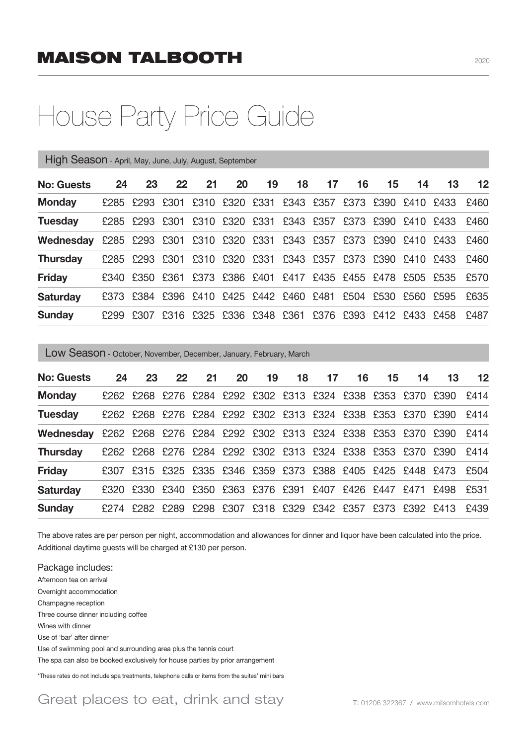# MAISON TALBOOTH

2020

# House Party Price Guide

## High Season - April, May, June, July, August, September

| No: Guests | 24 | 23 | 22 | 21 | 20 | 19 | 18 | 17 | 16 | 15 | 14 | 13 | 12 |
|---|---|---|---|---|---|---|---|---|---|---|---|---|---|
| **Monday** | £285 | £293 | £301 | £310 | £320 | £331 | £343 | £357 | £373 | £390 | £410 | £433 | £460 |
| **Tuesday** | £285 | £293 | £301 | £310 | £320 | £331 | £343 | £357 | £373 | £390 | £410 | £433 | £460 |
| **Wednesday** | £285 | £293 | £301 | £310 | £320 | £331 | £343 | £357 | £373 | £390 | £410 | £433 | £460 |
| **Thursday** | £285 | £293 | £301 | £310 | £320 | £331 | £343 | £357 | £373 | £390 | £410 | £433 | £460 |
| **Friday** | £340 | £350 | £361 | £373 | £386 | £401 | £417 | £435 | £455 | £478 | £505 | £535 | £570 |
| **Saturday** | £373 | £384 | £396 | £410 | £425 | £442 | £460 | £481 | £504 | £530 | £560 | £595 | £635 |
| **Sunday** | £299 | £307 | £316 | £325 | £336 | £348 | £361 | £376 | £393 | £412 | £433 | £458 | £487 |

## Low Season - October, November, December, January, February, March

| No: Guests | 24 | 23 | 22 | 21 | 20 | 19 | 18 | 17 | 16 | 15 | 14 | 13 | 12 |
|---|---|---|---|---|---|---|---|---|---|---|---|---|---|
| **Monday** | £262 | £268 | £276 | £284 | £292 | £302 | £313 | £324 | £338 | £353 | £370 | £390 | £414 |
| **Tuesday** | £262 | £268 | £276 | £284 | £292 | £302 | £313 | £324 | £338 | £353 | £370 | £390 | £414 |
| **Wednesday** | £262 | £268 | £276 | £284 | £292 | £302 | £313 | £324 | £338 | £353 | £370 | £390 | £414 |
| **Thursday** | £262 | £268 | £276 | £284 | £292 | £302 | £313 | £324 | £338 | £353 | £370 | £390 | £414 |
| **Friday** | £307 | £315 | £325 | £335 | £346 | £359 | £373 | £388 | £405 | £425 | £448 | £473 | £504 |
| **Saturday** | £320 | £330 | £340 | £350 | £363 | £376 | £391 | £407 | £426 | £447 | £471 | £498 | £531 |
| **Sunday** | £274 | £282 | £289 | £298 | £307 | £318 | £329 | £342 | £357 | £373 | £392 | £413 | £439 |

The above rates are per person per night, accommodation and allowances for dinner and liquor have been calculated into the price. Additional daytime guests will be charged at £130 per person.

Package includes:

- Afternoon tea on arrival
- Overnight accommodation
- Champagne reception
- Three course dinner including coffee
- Wines with dinner
- Use of 'bar' after dinner
- Use of swimming pool and surrounding area plus the tennis court
- The spa can also be booked exclusively for house parties by prior arrangement

*These rates do not include spa treatments, telephone calls or items from the suites' mini bars

Great places to eat, drink and stay

T: 01206 322367 / www.milsomhotels.com